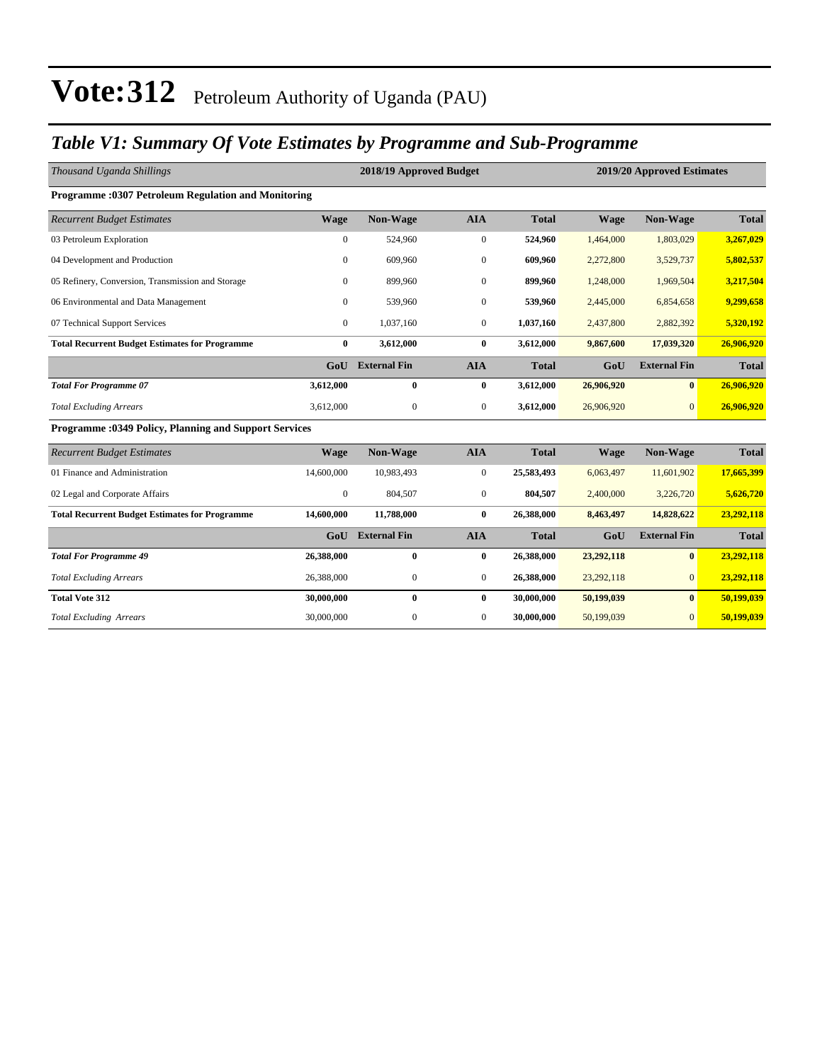# Vote:312 Petroleum Authority of Uganda (PAU)

## *Table V1: Summary Of Vote Estimates by Programme and Sub-Programme*

| *Thousand Uganda Shillings* | 2018/19 Approved Budget | | | | 2019/20 Approved Estimates | | |
|---|---|---|---|---|---|---|---|
| **Programme :0307 Petroleum Regulation and Monitoring** | | | | | | | |
| *Recurrent Budget Estimates* | **Wage** | **Non-Wage** | **AIA** | **Total** | **Wage** | **Non-Wage** | **Total** |
| 03 Petroleum Exploration | 0 | 524,960 | 0 | **524,960** | 1,464,000 | 1,803,029 | **3,267,029** |
| 04 Development and Production | 0 | 609,960 | 0 | **609,960** | 2,272,800 | 3,529,737 | **5,802,537** |
| 05 Refinery, Conversion, Transmission and Storage | 0 | 899,960 | 0 | **899,960** | 1,248,000 | 1,969,504 | **3,217,504** |
| 06 Environmental and Data Management | 0 | 539,960 | 0 | **539,960** | 2,445,000 | 6,854,658 | **9,299,658** |
| 07 Technical Support Services | 0 | 1,037,160 | 0 | **1,037,160** | 2,437,800 | 2,882,392 | **5,320,192** |
| **Total Recurrent Budget Estimates for Programme** | **0** | **3,612,000** | **0** | **3,612,000** | **9,867,600** | **17,039,320** | **26,906,920** |
| | **GoU** | **External Fin** | **AIA** | **Total** | **GoU** | **External Fin** | **Total** |
| ***Total For Programme 07*** | **3,612,000** | **0** | **0** | **3,612,000** | **26,906,920** | **0** | **26,906,920** |
| *Total Excluding Arrears* | 3,612,000 | 0 | 0 | **3,612,000** | 26,906,920 | 0 | **26,906,920** |
| **Programme :0349 Policy, Planning and Support Services** | | | | | | | |
| *Recurrent Budget Estimates* | **Wage** | **Non-Wage** | **AIA** | **Total** | **Wage** | **Non-Wage** | **Total** |
| 01 Finance and Administration | 14,600,000 | 10,983,493 | 0 | **25,583,493** | 6,063,497 | 11,601,902 | **17,665,399** |
| 02 Legal and Corporate Affairs | 0 | 804,507 | 0 | **804,507** | 2,400,000 | 3,226,720 | **5,626,720** |
| **Total Recurrent Budget Estimates for Programme** | **14,600,000** | **11,788,000** | **0** | **26,388,000** | **8,463,497** | **14,828,622** | **23,292,118** |
| | **GoU** | **External Fin** | **AIA** | **Total** | **GoU** | **External Fin** | **Total** |
| ***Total For Programme 49*** | **26,388,000** | **0** | **0** | **26,388,000** | **23,292,118** | **0** | **23,292,118** |
| *Total Excluding Arrears* | 26,388,000 | 0 | 0 | **26,388,000** | 23,292,118 | 0 | **23,292,118** |
| **Total Vote 312** | **30,000,000** | **0** | **0** | **30,000,000** | **50,199,039** | **0** | **50,199,039** |
| *Total Excluding Arrears* | 30,000,000 | 0 | 0 | **30,000,000** | 50,199,039 | 0 | **50,199,039** |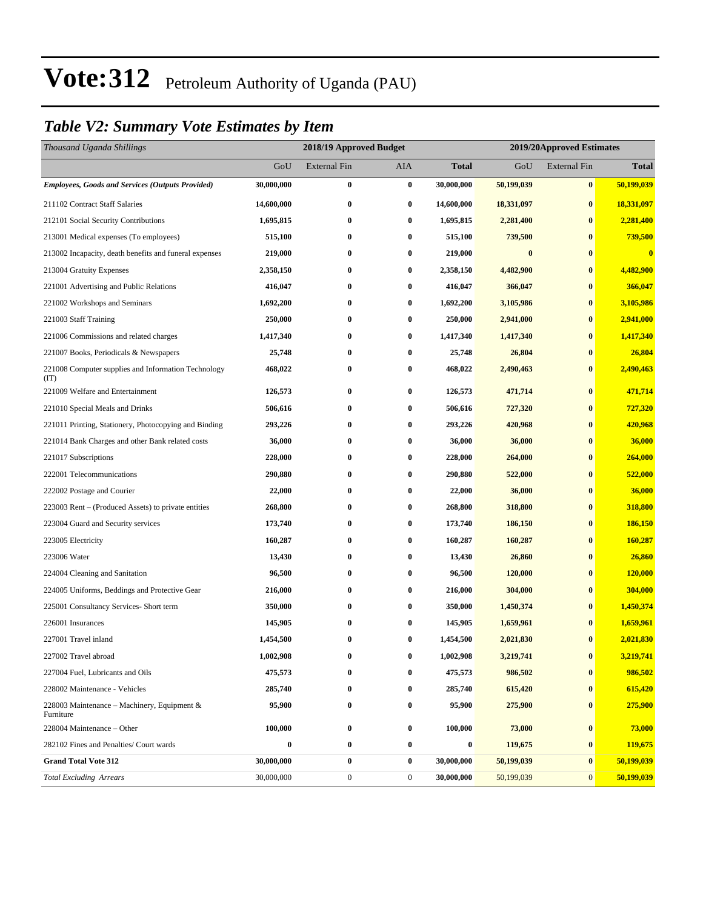# Vote:312 Petroleum Authority of Uganda (PAU)

## *Table V2: Summary Vote Estimates by Item*

| *Thousand Uganda Shillings* | 2018/19 Approved Budget | | | | 2019/20Approved Estimates | | |
|---|---|---|---|---|---|---|---|
| | GoU | External Fin | AIA | **Total** | GoU | External Fin | **Total** |
| ***Employees, Goods and Services (Outputs Provided)*** | **30,000,000** | **0** | **0** | **30,000,000** | **50,199,039** | **0** | **50,199,039** |
| 211102 Contract Staff Salaries | **14,600,000** | **0** | **0** | **14,600,000** | **18,331,097** | **0** | **18,331,097** |
| 212101 Social Security Contributions | **1,695,815** | **0** | **0** | **1,695,815** | **2,281,400** | **0** | **2,281,400** |
| 213001 Medical expenses (To employees) | **515,100** | **0** | **0** | **515,100** | **739,500** | **0** | **739,500** |
| 213002 Incapacity, death benefits and funeral expenses | **219,000** | **0** | **0** | **219,000** | **0** | **0** | **0** |
| 213004 Gratuity Expenses | **2,358,150** | **0** | **0** | **2,358,150** | **4,482,900** | **0** | **4,482,900** |
| 221001 Advertising and Public Relations | **416,047** | **0** | **0** | **416,047** | **366,047** | **0** | **366,047** |
| 221002 Workshops and Seminars | **1,692,200** | **0** | **0** | **1,692,200** | **3,105,986** | **0** | **3,105,986** |
| 221003 Staff Training | **250,000** | **0** | **0** | **250,000** | **2,941,000** | **0** | **2,941,000** |
| 221006 Commissions and related charges | **1,417,340** | **0** | **0** | **1,417,340** | **1,417,340** | **0** | **1,417,340** |
| 221007 Books, Periodicals & Newspapers | **25,748** | **0** | **0** | **25,748** | **26,804** | **0** | **26,804** |
| 221008 Computer supplies and Information Technology (IT) | **468,022** | **0** | **0** | **468,022** | **2,490,463** | **0** | **2,490,463** |
| 221009 Welfare and Entertainment | **126,573** | **0** | **0** | **126,573** | **471,714** | **0** | **471,714** |
| 221010 Special Meals and Drinks | **506,616** | **0** | **0** | **506,616** | **727,320** | **0** | **727,320** |
| 221011 Printing, Stationery, Photocopying and Binding | **293,226** | **0** | **0** | **293,226** | **420,968** | **0** | **420,968** |
| 221014 Bank Charges and other Bank related costs | **36,000** | **0** | **0** | **36,000** | **36,000** | **0** | **36,000** |
| 221017 Subscriptions | **228,000** | **0** | **0** | **228,000** | **264,000** | **0** | **264,000** |
| 222001 Telecommunications | **290,880** | **0** | **0** | **290,880** | **522,000** | **0** | **522,000** |
| 222002 Postage and Courier | **22,000** | **0** | **0** | **22,000** | **36,000** | **0** | **36,000** |
| 223003 Rent – (Produced Assets) to private entities | **268,800** | **0** | **0** | **268,800** | **318,800** | **0** | **318,800** |
| 223004 Guard and Security services | **173,740** | **0** | **0** | **173,740** | **186,150** | **0** | **186,150** |
| 223005 Electricity | **160,287** | **0** | **0** | **160,287** | **160,287** | **0** | **160,287** |
| 223006 Water | **13,430** | **0** | **0** | **13,430** | **26,860** | **0** | **26,860** |
| 224004 Cleaning and Sanitation | **96,500** | **0** | **0** | **96,500** | **120,000** | **0** | **120,000** |
| 224005 Uniforms, Beddings and Protective Gear | **216,000** | **0** | **0** | **216,000** | **304,000** | **0** | **304,000** |
| 225001 Consultancy Services- Short term | **350,000** | **0** | **0** | **350,000** | **1,450,374** | **0** | **1,450,374** |
| 226001 Insurances | **145,905** | **0** | **0** | **145,905** | **1,659,961** | **0** | **1,659,961** |
| 227001 Travel inland | **1,454,500** | **0** | **0** | **1,454,500** | **2,021,830** | **0** | **2,021,830** |
| 227002 Travel abroad | **1,002,908** | **0** | **0** | **1,002,908** | **3,219,741** | **0** | **3,219,741** |
| 227004 Fuel, Lubricants and Oils | **475,573** | **0** | **0** | **475,573** | **986,502** | **0** | **986,502** |
| 228002 Maintenance - Vehicles | **285,740** | **0** | **0** | **285,740** | **615,420** | **0** | **615,420** |
| 228003 Maintenance – Machinery, Equipment & Furniture | **95,900** | **0** | **0** | **95,900** | **275,900** | **0** | **275,900** |
| 228004 Maintenance – Other | **100,000** | **0** | **0** | **100,000** | **73,000** | **0** | **73,000** |
| 282102 Fines and Penalties/ Court wards | **0** | **0** | **0** | **0** | **119,675** | **0** | **119,675** |
| **Grand Total Vote 312** | **30,000,000** | **0** | **0** | **30,000,000** | **50,199,039** | **0** | **50,199,039** |
| *Total Excluding Arrears* | 30,000,000 | 0 | 0 | **30,000,000** | 50,199,039 | 0 | **50,199,039** |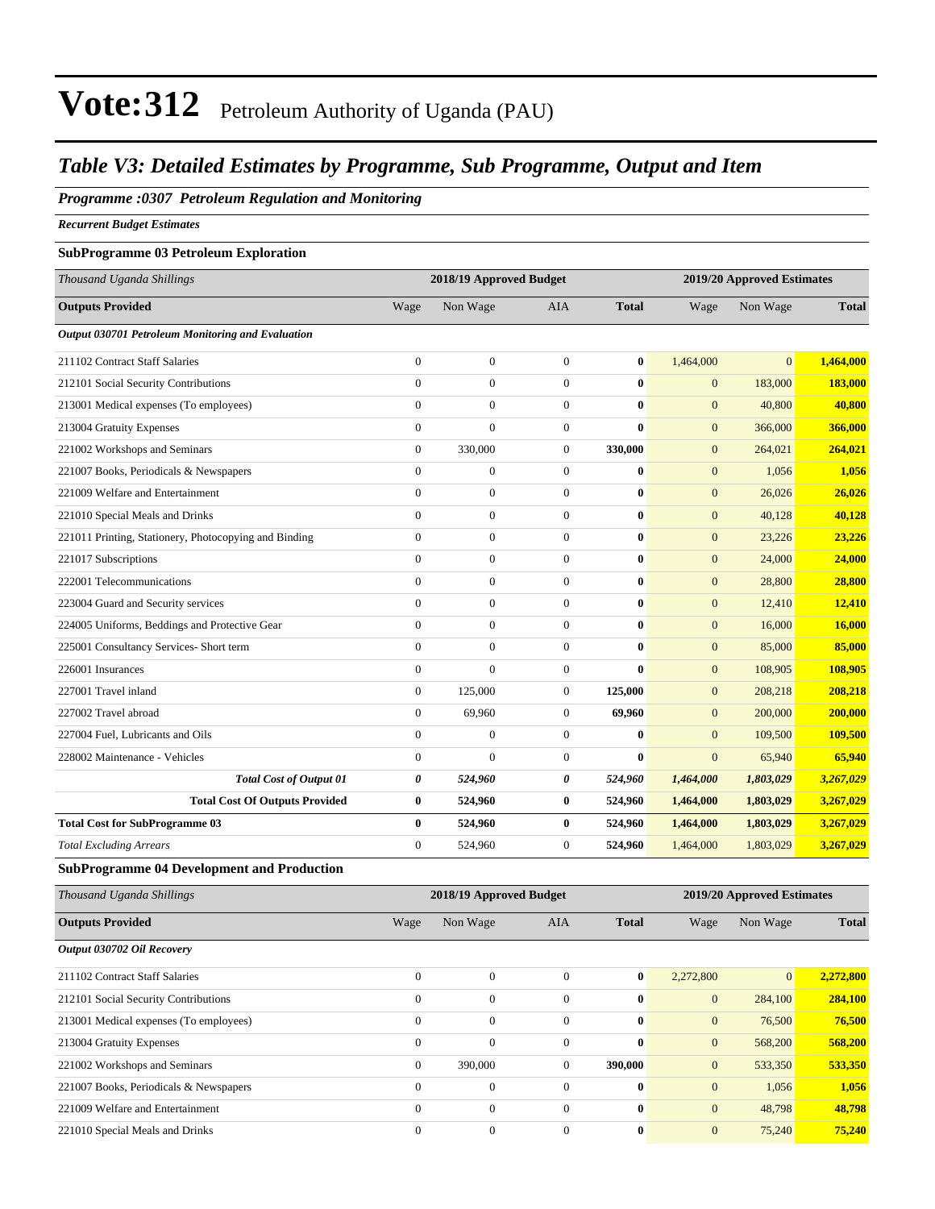# Vote:312 Petroleum Authority of Uganda (PAU)

## *Table V3: Detailed Estimates by Programme, Sub Programme, Output and Item*

***Programme :0307 Petroleum Regulation and Monitoring***

***Recurrent Budget Estimates***

### SubProgramme 03 Petroleum Exploration

| *Thousand Uganda Shillings* | 2018/19 Approved Budget | | | | 2019/20 Approved Estimates | | |
|---|---|---|---|---|---|---|---|
| **Outputs Provided** | Wage | Non Wage | AIA | **Total** | Wage | Non Wage | **Total** |
| ***Output 030701 Petroleum Monitoring and Evaluation*** | | | | | | | |
| 211102 Contract Staff Salaries | 0 | 0 | 0 | **0** | 1,464,000 | 0 | **1,464,000** |
| 212101 Social Security Contributions | 0 | 0 | 0 | **0** | 0 | 183,000 | **183,000** |
| 213001 Medical expenses (To employees) | 0 | 0 | 0 | **0** | 0 | 40,800 | **40,800** |
| 213004 Gratuity Expenses | 0 | 0 | 0 | **0** | 0 | 366,000 | **366,000** |
| 221002 Workshops and Seminars | 0 | 330,000 | 0 | **330,000** | 0 | 264,021 | **264,021** |
| 221007 Books, Periodicals & Newspapers | 0 | 0 | 0 | **0** | 0 | 1,056 | **1,056** |
| 221009 Welfare and Entertainment | 0 | 0 | 0 | **0** | 0 | 26,026 | **26,026** |
| 221010 Special Meals and Drinks | 0 | 0 | 0 | **0** | 0 | 40,128 | **40,128** |
| 221011 Printing, Stationery, Photocopying and Binding | 0 | 0 | 0 | **0** | 0 | 23,226 | **23,226** |
| 221017 Subscriptions | 0 | 0 | 0 | **0** | 0 | 24,000 | **24,000** |
| 222001 Telecommunications | 0 | 0 | 0 | **0** | 0 | 28,800 | **28,800** |
| 223004 Guard and Security services | 0 | 0 | 0 | **0** | 0 | 12,410 | **12,410** |
| 224005 Uniforms, Beddings and Protective Gear | 0 | 0 | 0 | **0** | 0 | 16,000 | **16,000** |
| 225001 Consultancy Services- Short term | 0 | 0 | 0 | **0** | 0 | 85,000 | **85,000** |
| 226001 Insurances | 0 | 0 | 0 | **0** | 0 | 108,905 | **108,905** |
| 227001 Travel inland | 0 | 125,000 | 0 | **125,000** | 0 | 208,218 | **208,218** |
| 227002 Travel abroad | 0 | 69,960 | 0 | **69,960** | 0 | 200,000 | **200,000** |
| 227004 Fuel, Lubricants and Oils | 0 | 0 | 0 | **0** | 0 | 109,500 | **109,500** |
| 228002 Maintenance - Vehicles | 0 | 0 | 0 | **0** | 0 | 65,940 | **65,940** |
| ***Total Cost of Output 01*** | ***0*** | ***524,960*** | ***0*** | ***524,960*** | ***1,464,000*** | ***1,803,029*** | ***3,267,029*** |
| **Total Cost Of Outputs Provided** | **0** | **524,960** | **0** | **524,960** | **1,464,000** | **1,803,029** | **3,267,029** |
| **Total Cost for SubProgramme 03** | **0** | **524,960** | **0** | **524,960** | **1,464,000** | **1,803,029** | **3,267,029** |
| *Total Excluding Arrears* | 0 | 524,960 | 0 | **524,960** | 1,464,000 | 1,803,029 | **3,267,029** |

### SubProgramme 04 Development and Production

| *Thousand Uganda Shillings* | 2018/19 Approved Budget | | | | 2019/20 Approved Estimates | | |
|---|---|---|---|---|---|---|---|
| **Outputs Provided** | Wage | Non Wage | AIA | **Total** | Wage | Non Wage | **Total** |
| ***Output 030702 Oil Recovery*** | | | | | | | |
| 211102 Contract Staff Salaries | 0 | 0 | 0 | **0** | 2,272,800 | 0 | **2,272,800** |
| 212101 Social Security Contributions | 0 | 0 | 0 | **0** | 0 | 284,100 | **284,100** |
| 213001 Medical expenses (To employees) | 0 | 0 | 0 | **0** | 0 | 76,500 | **76,500** |
| 213004 Gratuity Expenses | 0 | 0 | 0 | **0** | 0 | 568,200 | **568,200** |
| 221002 Workshops and Seminars | 0 | 390,000 | 0 | **390,000** | 0 | 533,350 | **533,350** |
| 221007 Books, Periodicals & Newspapers | 0 | 0 | 0 | **0** | 0 | 1,056 | **1,056** |
| 221009 Welfare and Entertainment | 0 | 0 | 0 | **0** | 0 | 48,798 | **48,798** |
| 221010 Special Meals and Drinks | 0 | 0 | 0 | **0** | 0 | 75,240 | **75,240** |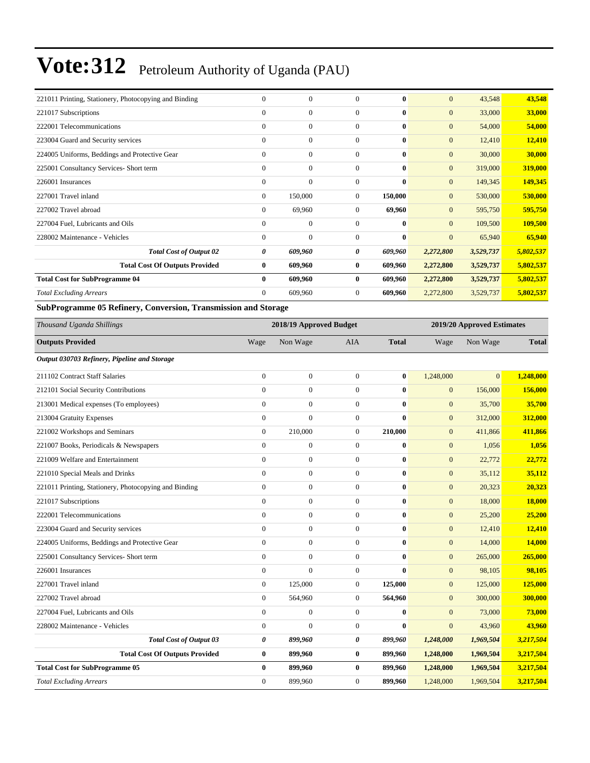| | | | | | | | |
|---|---|---|---|---|---|---|---|
| 221011 Printing, Stationery, Photocopying and Binding | 0 | 0 | 0 | **0** | 0 | 43,548 | **43,548** |
| 221017 Subscriptions | 0 | 0 | 0 | **0** | 0 | 33,000 | **33,000** |
| 222001 Telecommunications | 0 | 0 | 0 | **0** | 0 | 54,000 | **54,000** |
| 223004 Guard and Security services | 0 | 0 | 0 | **0** | 0 | 12,410 | **12,410** |
| 224005 Uniforms, Beddings and Protective Gear | 0 | 0 | 0 | **0** | 0 | 30,000 | **30,000** |
| 225001 Consultancy Services- Short term | 0 | 0 | 0 | **0** | 0 | 319,000 | **319,000** |
| 226001 Insurances | 0 | 0 | 0 | **0** | 0 | 149,345 | **149,345** |
| 227001 Travel inland | 0 | 150,000 | 0 | **150,000** | 0 | 530,000 | **530,000** |
| 227002 Travel abroad | 0 | 69,960 | 0 | **69,960** | 0 | 595,750 | **595,750** |
| 227004 Fuel, Lubricants and Oils | 0 | 0 | 0 | **0** | 0 | 109,500 | **109,500** |
| 228002 Maintenance - Vehicles | 0 | 0 | 0 | **0** | 0 | 65,940 | **65,940** |
| ***Total Cost of Output 02*** | ***0*** | ***609,960*** | ***0*** | ***609,960*** | ***2,272,800*** | ***3,529,737*** | ***5,802,537*** |
| **Total Cost Of Outputs Provided** | **0** | **609,960** | **0** | **609,960** | **2,272,800** | **3,529,737** | **5,802,537** |
| **Total Cost for SubProgramme 04** | **0** | **609,960** | **0** | **609,960** | **2,272,800** | **3,529,737** | **5,802,537** |
| *Total Excluding Arrears* | 0 | 609,960 | 0 | **609,960** | 2,272,800 | 3,529,737 | **5,802,537** |

**SubProgramme 05 Refinery, Conversion, Transmission and Storage**

| *Thousand Uganda Shillings* | 2018/19 Approved Budget | | | | 2019/20 Approved Estimates | | |
|---|---|---|---|---|---|---|---|
| **Outputs Provided** | Wage | Non Wage | AIA | **Total** | Wage | Non Wage | **Total** |
| ***Output 030703 Refinery, Pipeline and Storage*** | | | | | | | |
| 211102 Contract Staff Salaries | 0 | 0 | 0 | **0** | 1,248,000 | 0 | **1,248,000** |
| 212101 Social Security Contributions | 0 | 0 | 0 | **0** | 0 | 156,000 | **156,000** |
| 213001 Medical expenses (To employees) | 0 | 0 | 0 | **0** | 0 | 35,700 | **35,700** |
| 213004 Gratuity Expenses | 0 | 0 | 0 | **0** | 0 | 312,000 | **312,000** |
| 221002 Workshops and Seminars | 0 | 210,000 | 0 | **210,000** | 0 | 411,866 | **411,866** |
| 221007 Books, Periodicals & Newspapers | 0 | 0 | 0 | **0** | 0 | 1,056 | **1,056** |
| 221009 Welfare and Entertainment | 0 | 0 | 0 | **0** | 0 | 22,772 | **22,772** |
| 221010 Special Meals and Drinks | 0 | 0 | 0 | **0** | 0 | 35,112 | **35,112** |
| 221011 Printing, Stationery, Photocopying and Binding | 0 | 0 | 0 | **0** | 0 | 20,323 | **20,323** |
| 221017 Subscriptions | 0 | 0 | 0 | **0** | 0 | 18,000 | **18,000** |
| 222001 Telecommunications | 0 | 0 | 0 | **0** | 0 | 25,200 | **25,200** |
| 223004 Guard and Security services | 0 | 0 | 0 | **0** | 0 | 12,410 | **12,410** |
| 224005 Uniforms, Beddings and Protective Gear | 0 | 0 | 0 | **0** | 0 | 14,000 | **14,000** |
| 225001 Consultancy Services- Short term | 0 | 0 | 0 | **0** | 0 | 265,000 | **265,000** |
| 226001 Insurances | 0 | 0 | 0 | **0** | 0 | 98,105 | **98,105** |
| 227001 Travel inland | 0 | 125,000 | 0 | **125,000** | 0 | 125,000 | **125,000** |
| 227002 Travel abroad | 0 | 564,960 | 0 | **564,960** | 0 | 300,000 | **300,000** |
| 227004 Fuel, Lubricants and Oils | 0 | 0 | 0 | **0** | 0 | 73,000 | **73,000** |
| 228002 Maintenance - Vehicles | 0 | 0 | 0 | **0** | 0 | 43,960 | **43,960** |
| ***Total Cost of Output 03*** | ***0*** | ***899,960*** | ***0*** | ***899,960*** | ***1,248,000*** | ***1,969,504*** | ***3,217,504*** |
| **Total Cost Of Outputs Provided** | **0** | **899,960** | **0** | **899,960** | **1,248,000** | **1,969,504** | **3,217,504** |
| **Total Cost for SubProgramme 05** | **0** | **899,960** | **0** | **899,960** | **1,248,000** | **1,969,504** | **3,217,504** |
| *Total Excluding Arrears* | 0 | 899,960 | 0 | **899,960** | 1,248,000 | 1,969,504 | **3,217,504** |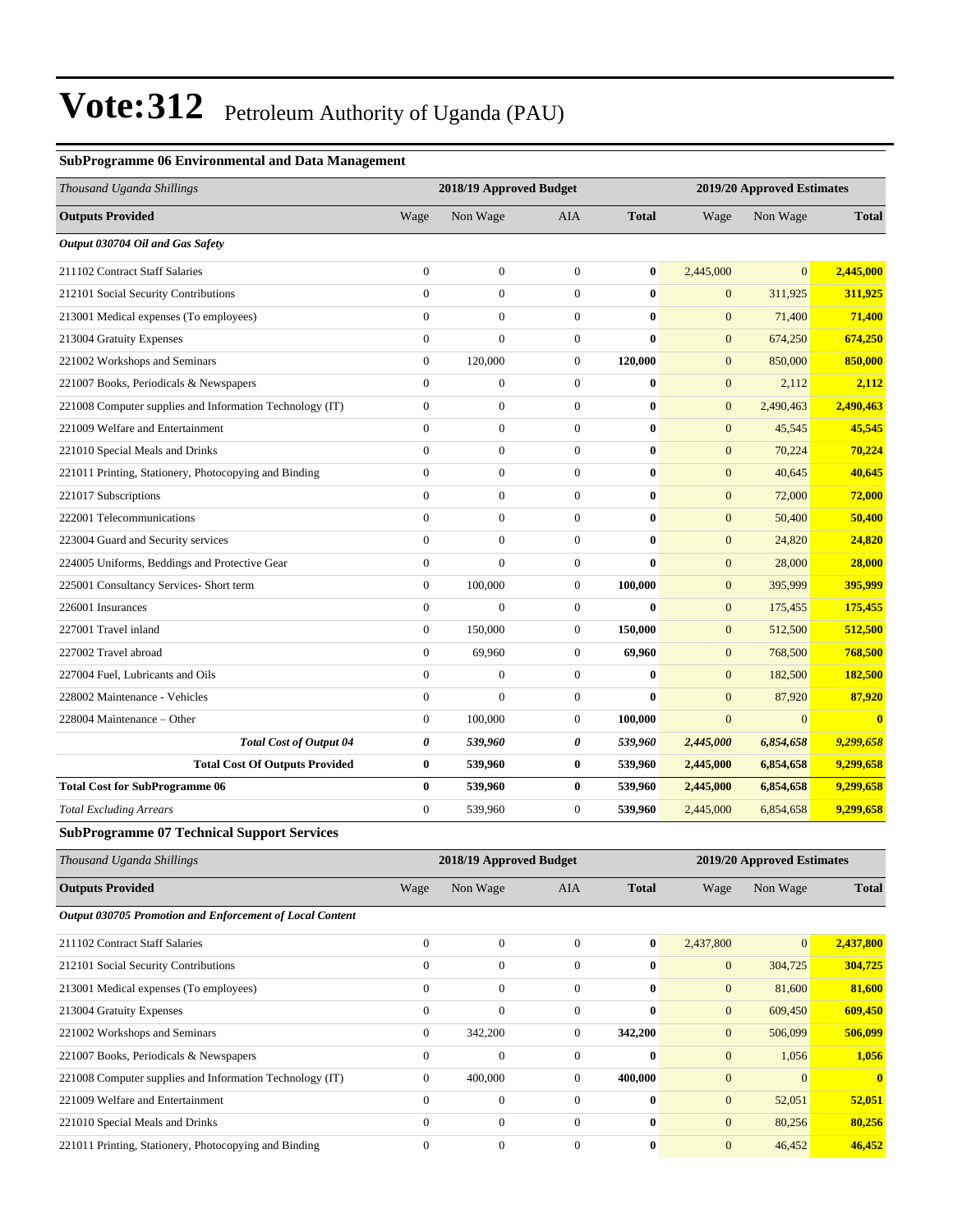# Vote:312 Petroleum Authority of Uganda (PAU)

### SubProgramme 06 Environmental and Data Management

| Thousand Uganda Shillings | 2018/19 Approved Budget | | | | 2019/20 Approved Estimates | | |
|---|---|---|---|---|---|---|---|
| **Outputs Provided** | Wage | Non Wage | AIA | **Total** | Wage | Non Wage | **Total** |
| ***Output 030704 Oil and Gas Safety*** | | | | | | | |
| 211102 Contract Staff Salaries | 0 | 0 | 0 | **0** | 2,445,000 | 0 | **2,445,000** |
| 212101 Social Security Contributions | 0 | 0 | 0 | **0** | 0 | 311,925 | **311,925** |
| 213001 Medical expenses (To employees) | 0 | 0 | 0 | **0** | 0 | 71,400 | **71,400** |
| 213004 Gratuity Expenses | 0 | 0 | 0 | **0** | 0 | 674,250 | **674,250** |
| 221002 Workshops and Seminars | 0 | 120,000 | 0 | **120,000** | 0 | 850,000 | **850,000** |
| 221007 Books, Periodicals & Newspapers | 0 | 0 | 0 | **0** | 0 | 2,112 | **2,112** |
| 221008 Computer supplies and Information Technology (IT) | 0 | 0 | 0 | **0** | 0 | 2,490,463 | **2,490,463** |
| 221009 Welfare and Entertainment | 0 | 0 | 0 | **0** | 0 | 45,545 | **45,545** |
| 221010 Special Meals and Drinks | 0 | 0 | 0 | **0** | 0 | 70,224 | **70,224** |
| 221011 Printing, Stationery, Photocopying and Binding | 0 | 0 | 0 | **0** | 0 | 40,645 | **40,645** |
| 221017 Subscriptions | 0 | 0 | 0 | **0** | 0 | 72,000 | **72,000** |
| 222001 Telecommunications | 0 | 0 | 0 | **0** | 0 | 50,400 | **50,400** |
| 223004 Guard and Security services | 0 | 0 | 0 | **0** | 0 | 24,820 | **24,820** |
| 224005 Uniforms, Beddings and Protective Gear | 0 | 0 | 0 | **0** | 0 | 28,000 | **28,000** |
| 225001 Consultancy Services- Short term | 0 | 100,000 | 0 | **100,000** | 0 | 395,999 | **395,999** |
| 226001 Insurances | 0 | 0 | 0 | **0** | 0 | 175,455 | **175,455** |
| 227001 Travel inland | 0 | 150,000 | 0 | **150,000** | 0 | 512,500 | **512,500** |
| 227002 Travel abroad | 0 | 69,960 | 0 | **69,960** | 0 | 768,500 | **768,500** |
| 227004 Fuel, Lubricants and Oils | 0 | 0 | 0 | **0** | 0 | 182,500 | **182,500** |
| 228002 Maintenance - Vehicles | 0 | 0 | 0 | **0** | 0 | 87,920 | **87,920** |
| 228004 Maintenance – Other | 0 | 100,000 | 0 | **100,000** | 0 | 0 | **0** |
| ***Total Cost of Output 04*** | ***0*** | ***539,960*** | ***0*** | ***539,960*** | ***2,445,000*** | ***6,854,658*** | ***9,299,658*** |
| **Total Cost Of Outputs Provided** | **0** | **539,960** | **0** | **539,960** | **2,445,000** | **6,854,658** | **9,299,658** |
| **Total Cost for SubProgramme 06** | **0** | **539,960** | **0** | **539,960** | **2,445,000** | **6,854,658** | **9,299,658** |
| *Total Excluding Arrears* | 0 | 539,960 | 0 | **539,960** | 2,445,000 | 6,854,658 | **9,299,658** |

### SubProgramme 07 Technical Support Services

| Thousand Uganda Shillings | 2018/19 Approved Budget | | | | 2019/20 Approved Estimates | | |
|---|---|---|---|---|---|---|---|
| **Outputs Provided** | Wage | Non Wage | AIA | **Total** | Wage | Non Wage | **Total** |
| ***Output 030705 Promotion and Enforcement of Local Content*** | | | | | | | |
| 211102 Contract Staff Salaries | 0 | 0 | 0 | **0** | 2,437,800 | 0 | **2,437,800** |
| 212101 Social Security Contributions | 0 | 0 | 0 | **0** | 0 | 304,725 | **304,725** |
| 213001 Medical expenses (To employees) | 0 | 0 | 0 | **0** | 0 | 81,600 | **81,600** |
| 213004 Gratuity Expenses | 0 | 0 | 0 | **0** | 0 | 609,450 | **609,450** |
| 221002 Workshops and Seminars | 0 | 342,200 | 0 | **342,200** | 0 | 506,099 | **506,099** |
| 221007 Books, Periodicals & Newspapers | 0 | 0 | 0 | **0** | 0 | 1,056 | **1,056** |
| 221008 Computer supplies and Information Technology (IT) | 0 | 400,000 | 0 | **400,000** | 0 | 0 | **0** |
| 221009 Welfare and Entertainment | 0 | 0 | 0 | **0** | 0 | 52,051 | **52,051** |
| 221010 Special Meals and Drinks | 0 | 0 | 0 | **0** | 0 | 80,256 | **80,256** |
| 221011 Printing, Stationery, Photocopying and Binding | 0 | 0 | 0 | **0** | 0 | 46,452 | **46,452** |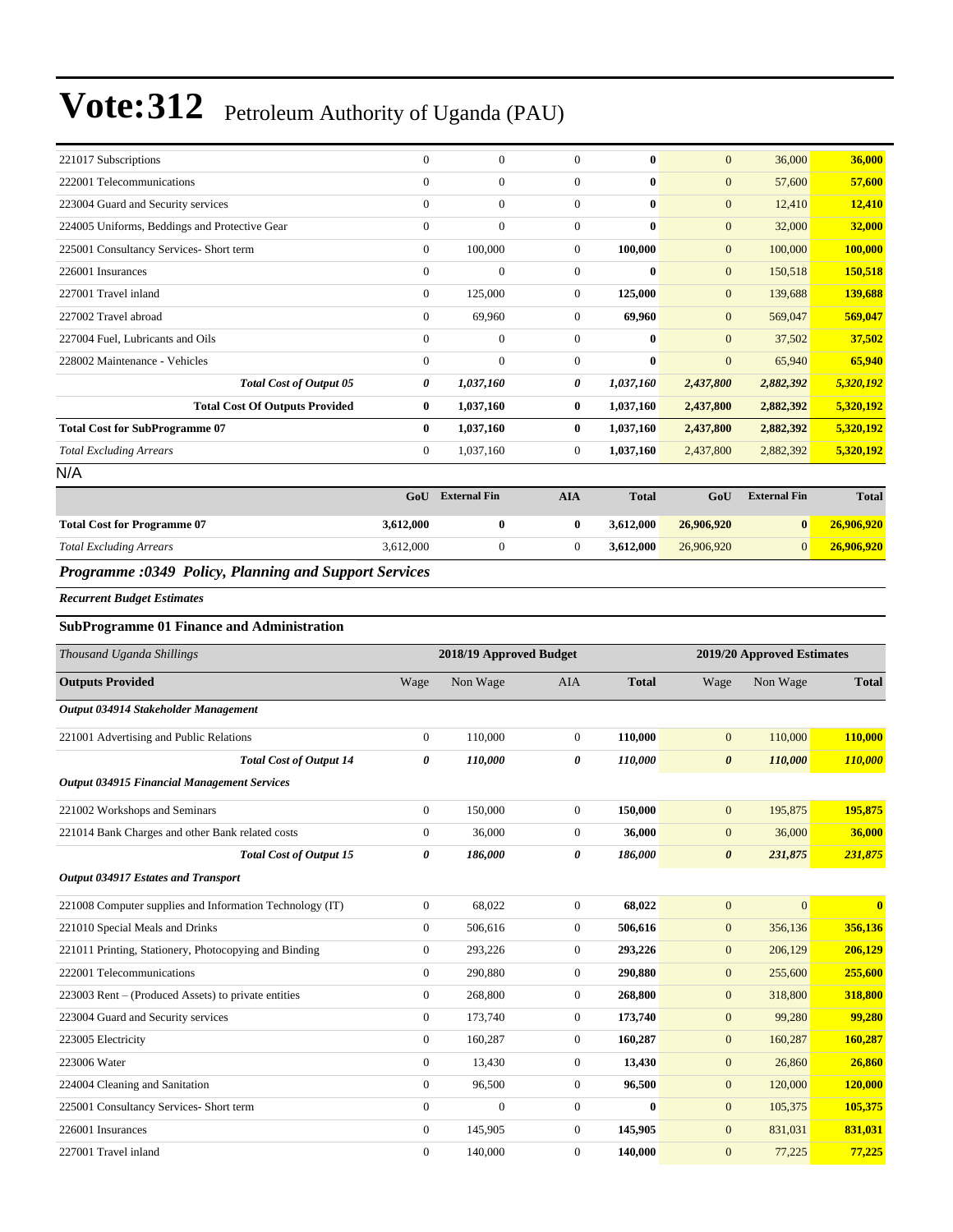# Vote:312 Petroleum Authority of Uganda (PAU)

| | | | | | | | |
|---|---|---|---|---|---|---|---|
| 221017 Subscriptions | 0 | 0 | 0 | **0** | 0 | 36,000 | **36,000** |
| 222001 Telecommunications | 0 | 0 | 0 | **0** | 0 | 57,600 | **57,600** |
| 223004 Guard and Security services | 0 | 0 | 0 | **0** | 0 | 12,410 | **12,410** |
| 224005 Uniforms, Beddings and Protective Gear | 0 | 0 | 0 | **0** | 0 | 32,000 | **32,000** |
| 225001 Consultancy Services- Short term | 0 | 100,000 | 0 | **100,000** | 0 | 100,000 | **100,000** |
| 226001 Insurances | 0 | 0 | 0 | **0** | 0 | 150,518 | **150,518** |
| 227001 Travel inland | 0 | 125,000 | 0 | **125,000** | 0 | 139,688 | **139,688** |
| 227002 Travel abroad | 0 | 69,960 | 0 | **69,960** | 0 | 569,047 | **569,047** |
| 227004 Fuel, Lubricants and Oils | 0 | 0 | 0 | **0** | 0 | 37,502 | **37,502** |
| 228002 Maintenance - Vehicles | 0 | 0 | 0 | **0** | 0 | 65,940 | **65,940** |
| ***Total Cost of Output 05*** | ***0*** | ***1,037,160*** | ***0*** | ***1,037,160*** | ***2,437,800*** | ***2,882,392*** | ***5,320,192*** |
| **Total Cost Of Outputs Provided** | **0** | **1,037,160** | **0** | **1,037,160** | **2,437,800** | **2,882,392** | **5,320,192** |
| **Total Cost for SubProgramme 07** | **0** | **1,037,160** | **0** | **1,037,160** | **2,437,800** | **2,882,392** | **5,320,192** |
| *Total Excluding Arrears* | 0 | 1,037,160 | 0 | **1,037,160** | 2,437,800 | 2,882,392 | **5,320,192** |

N/A

| | GoU | External Fin | AIA | Total | GoU | External Fin | Total |
|---|---|---|---|---|---|---|---|
| **Total Cost for Programme 07** | **3,612,000** | **0** | **0** | **3,612,000** | **26,906,920** | **0** | **26,906,920** |
| *Total Excluding Arrears* | 3,612,000 | 0 | 0 | **3,612,000** | 26,906,920 | 0 | **26,906,920** |

### *Programme :0349 Policy, Planning and Support Services*

***Recurrent Budget Estimates***

**SubProgramme 01 Finance and Administration**

| *Thousand Uganda Shillings* | 2018/19 Approved Budget | | | | 2019/20 Approved Estimates | | |
|---|---|---|---|---|---|---|---|
| **Outputs Provided** | Wage | Non Wage | AIA | **Total** | Wage | Non Wage | **Total** |
| ***Output 034914 Stakeholder Management*** | | | | | | | |
| 221001 Advertising and Public Relations | 0 | 110,000 | 0 | **110,000** | 0 | 110,000 | **110,000** |
| ***Total Cost of Output 14*** | ***0*** | ***110,000*** | ***0*** | ***110,000*** | ***0*** | ***110,000*** | ***110,000*** |
| ***Output 034915 Financial Management Services*** | | | | | | | |
| 221002 Workshops and Seminars | 0 | 150,000 | 0 | **150,000** | 0 | 195,875 | **195,875** |
| 221014 Bank Charges and other Bank related costs | 0 | 36,000 | 0 | **36,000** | 0 | 36,000 | **36,000** |
| ***Total Cost of Output 15*** | ***0*** | ***186,000*** | ***0*** | ***186,000*** | ***0*** | ***231,875*** | ***231,875*** |
| ***Output 034917 Estates and Transport*** | | | | | | | |
| 221008 Computer supplies and Information Technology (IT) | 0 | 68,022 | 0 | **68,022** | 0 | 0 | **0** |
| 221010 Special Meals and Drinks | 0 | 506,616 | 0 | **506,616** | 0 | 356,136 | **356,136** |
| 221011 Printing, Stationery, Photocopying and Binding | 0 | 293,226 | 0 | **293,226** | 0 | 206,129 | **206,129** |
| 222001 Telecommunications | 0 | 290,880 | 0 | **290,880** | 0 | 255,600 | **255,600** |
| 223003 Rent – (Produced Assets) to private entities | 0 | 268,800 | 0 | **268,800** | 0 | 318,800 | **318,800** |
| 223004 Guard and Security services | 0 | 173,740 | 0 | **173,740** | 0 | 99,280 | **99,280** |
| 223005 Electricity | 0 | 160,287 | 0 | **160,287** | 0 | 160,287 | **160,287** |
| 223006 Water | 0 | 13,430 | 0 | **13,430** | 0 | 26,860 | **26,860** |
| 224004 Cleaning and Sanitation | 0 | 96,500 | 0 | **96,500** | 0 | 120,000 | **120,000** |
| 225001 Consultancy Services- Short term | 0 | 0 | 0 | **0** | 0 | 105,375 | **105,375** |
| 226001 Insurances | 0 | 145,905 | 0 | **145,905** | 0 | 831,031 | **831,031** |
| 227001 Travel inland | 0 | 140,000 | 0 | **140,000** | 0 | 77,225 | **77,225** |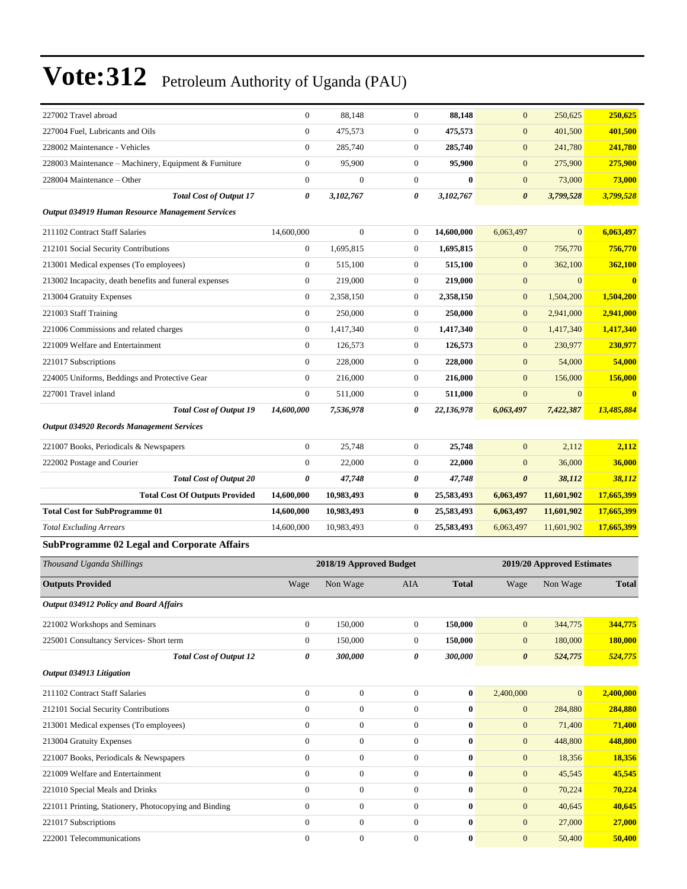| | | | | | | | |
|---|---|---|---|---|---|---|---|
| 227002 Travel abroad | 0 | 88,148 | 0 | **88,148** | 0 | 250,625 | **250,625** |
| 227004 Fuel, Lubricants and Oils | 0 | 475,573 | 0 | **475,573** | 0 | 401,500 | **401,500** |
| 228002 Maintenance - Vehicles | 0 | 285,740 | 0 | **285,740** | 0 | 241,780 | **241,780** |
| 228003 Maintenance – Machinery, Equipment & Furniture | 0 | 95,900 | 0 | **95,900** | 0 | 275,900 | **275,900** |
| 228004 Maintenance – Other | 0 | 0 | 0 | **0** | 0 | 73,000 | **73,000** |
| ***Total Cost of Output 17*** | ***0*** | ***3,102,767*** | ***0*** | ***3,102,767*** | ***0*** | ***3,799,528*** | ***3,799,528*** |
| ***Output 034919 Human Resource Management Services*** | | | | | | | |
| 211102 Contract Staff Salaries | 14,600,000 | 0 | 0 | **14,600,000** | 6,063,497 | 0 | **6,063,497** |
| 212101 Social Security Contributions | 0 | 1,695,815 | 0 | **1,695,815** | 0 | 756,770 | **756,770** |
| 213001 Medical expenses (To employees) | 0 | 515,100 | 0 | **515,100** | 0 | 362,100 | **362,100** |
| 213002 Incapacity, death benefits and funeral expenses | 0 | 219,000 | 0 | **219,000** | 0 | 0 | **0** |
| 213004 Gratuity Expenses | 0 | 2,358,150 | 0 | **2,358,150** | 0 | 1,504,200 | **1,504,200** |
| 221003 Staff Training | 0 | 250,000 | 0 | **250,000** | 0 | 2,941,000 | **2,941,000** |
| 221006 Commissions and related charges | 0 | 1,417,340 | 0 | **1,417,340** | 0 | 1,417,340 | **1,417,340** |
| 221009 Welfare and Entertainment | 0 | 126,573 | 0 | **126,573** | 0 | 230,977 | **230,977** |
| 221017 Subscriptions | 0 | 228,000 | 0 | **228,000** | 0 | 54,000 | **54,000** |
| 224005 Uniforms, Beddings and Protective Gear | 0 | 216,000 | 0 | **216,000** | 0 | 156,000 | **156,000** |
| 227001 Travel inland | 0 | 511,000 | 0 | **511,000** | 0 | 0 | **0** |
| ***Total Cost of Output 19*** | ***14,600,000*** | ***7,536,978*** | ***0*** | ***22,136,978*** | ***6,063,497*** | ***7,422,387*** | ***13,485,884*** |
| ***Output 034920 Records Management Services*** | | | | | | | |
| 221007 Books, Periodicals & Newspapers | 0 | 25,748 | 0 | **25,748** | 0 | 2,112 | **2,112** |
| 222002 Postage and Courier | 0 | 22,000 | 0 | **22,000** | 0 | 36,000 | **36,000** |
| ***Total Cost of Output 20*** | ***0*** | ***47,748*** | ***0*** | ***47,748*** | ***0*** | ***38,112*** | ***38,112*** |
| **Total Cost Of Outputs Provided** | **14,600,000** | **10,983,493** | **0** | **25,583,493** | **6,063,497** | **11,601,902** | **17,665,399** |
| **Total Cost for SubProgramme 01** | **14,600,000** | **10,983,493** | **0** | **25,583,493** | **6,063,497** | **11,601,902** | **17,665,399** |
| *Total Excluding Arrears* | 14,600,000 | 10,983,493 | 0 | **25,583,493** | 6,063,497 | 11,601,902 | **17,665,399** |

### SubProgramme 02 Legal and Corporate Affairs

| *Thousand Uganda Shillings* | **2018/19 Approved Budget** | | | | **2019/20 Approved Estimates** | | |
|---|---|---|---|---|---|---|---|
| **Outputs Provided** | Wage | Non Wage | AIA | **Total** | Wage | Non Wage | **Total** |
| ***Output 034912 Policy and Board Affairs*** | | | | | | | |
| 221002 Workshops and Seminars | 0 | 150,000 | 0 | **150,000** | 0 | 344,775 | **344,775** |
| 225001 Consultancy Services- Short term | 0 | 150,000 | 0 | **150,000** | 0 | 180,000 | **180,000** |
| ***Total Cost of Output 12*** | ***0*** | ***300,000*** | ***0*** | ***300,000*** | ***0*** | ***524,775*** | ***524,775*** |
| ***Output 034913 Litigation*** | | | | | | | |
| 211102 Contract Staff Salaries | 0 | 0 | 0 | **0** | 2,400,000 | 0 | **2,400,000** |
| 212101 Social Security Contributions | 0 | 0 | 0 | **0** | 0 | 284,880 | **284,880** |
| 213001 Medical expenses (To employees) | 0 | 0 | 0 | **0** | 0 | 71,400 | **71,400** |
| 213004 Gratuity Expenses | 0 | 0 | 0 | **0** | 0 | 448,800 | **448,800** |
| 221007 Books, Periodicals & Newspapers | 0 | 0 | 0 | **0** | 0 | 18,356 | **18,356** |
| 221009 Welfare and Entertainment | 0 | 0 | 0 | **0** | 0 | 45,545 | **45,545** |
| 221010 Special Meals and Drinks | 0 | 0 | 0 | **0** | 0 | 70,224 | **70,224** |
| 221011 Printing, Stationery, Photocopying and Binding | 0 | 0 | 0 | **0** | 0 | 40,645 | **40,645** |
| 221017 Subscriptions | 0 | 0 | 0 | **0** | 0 | 27,000 | **27,000** |
| 222001 Telecommunications | 0 | 0 | 0 | **0** | 0 | 50,400 | **50,400** |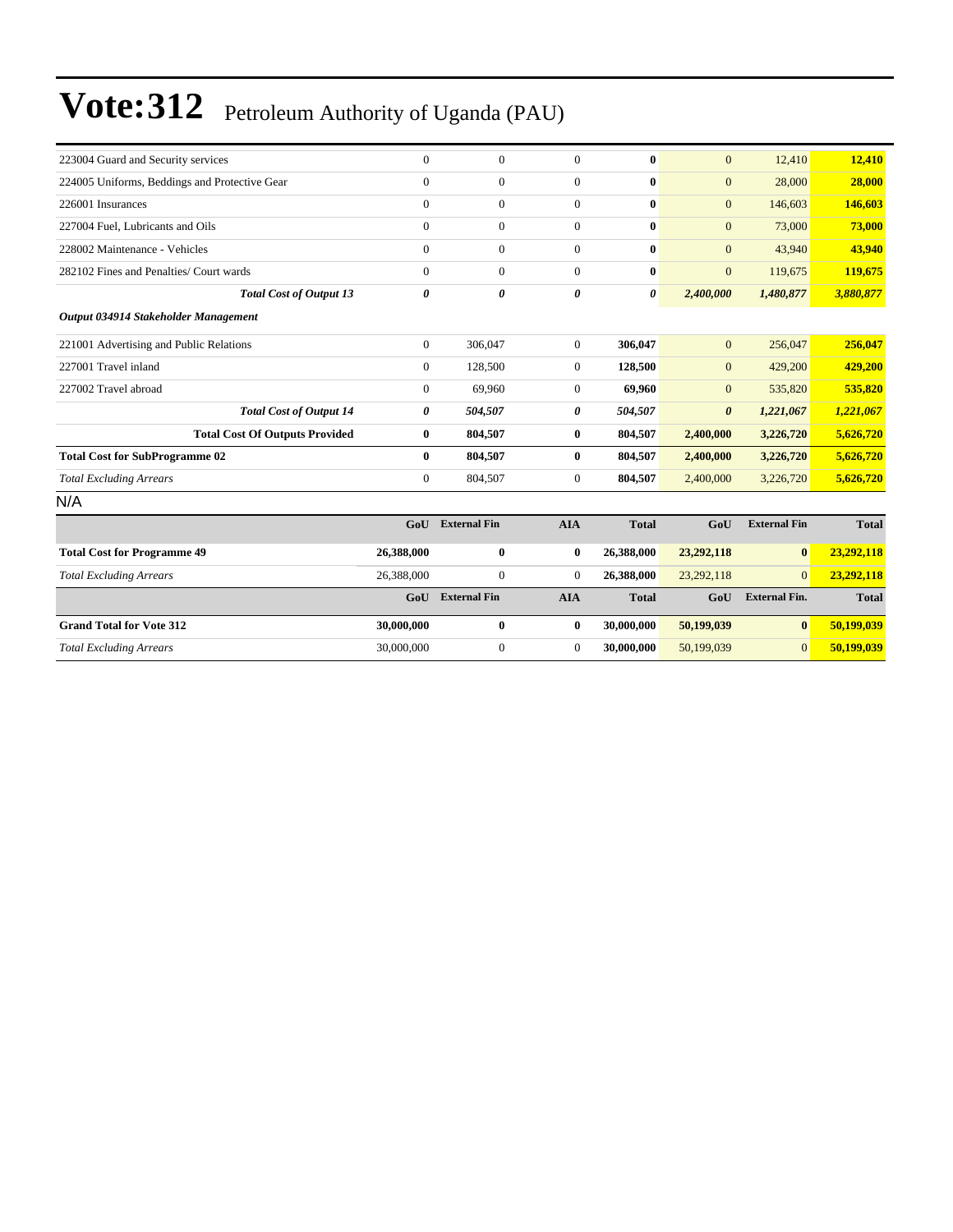# Vote:312 Petroleum Authority of Uganda (PAU)

| | | | | | | | |
|---|---|---|---|---|---|---|---|
| 223004 Guard and Security services | 0 | 0 | 0 | **0** | 0 | 12,410 | **12,410** |
| 224005 Uniforms, Beddings and Protective Gear | 0 | 0 | 0 | **0** | 0 | 28,000 | **28,000** |
| 226001 Insurances | 0 | 0 | 0 | **0** | 0 | 146,603 | **146,603** |
| 227004 Fuel, Lubricants and Oils | 0 | 0 | 0 | **0** | 0 | 73,000 | **73,000** |
| 228002 Maintenance - Vehicles | 0 | 0 | 0 | **0** | 0 | 43,940 | **43,940** |
| 282102 Fines and Penalties/ Court wards | 0 | 0 | 0 | **0** | 0 | 119,675 | **119,675** |
| ***Total Cost of Output 13*** | ***0*** | ***0*** | ***0*** | ***0*** | ***2,400,000*** | ***1,480,877*** | ***3,880,877*** |
| ***Output 034914 Stakeholder Management*** | | | | | | | |
| 221001 Advertising and Public Relations | 0 | 306,047 | 0 | **306,047** | 0 | 256,047 | **256,047** |
| 227001 Travel inland | 0 | 128,500 | 0 | **128,500** | 0 | 429,200 | **429,200** |
| 227002 Travel abroad | 0 | 69,960 | 0 | **69,960** | 0 | 535,820 | **535,820** |
| ***Total Cost of Output 14*** | ***0*** | ***504,507*** | ***0*** | ***504,507*** | ***0*** | ***1,221,067*** | ***1,221,067*** |
| **Total Cost Of Outputs Provided** | **0** | **804,507** | **0** | **804,507** | **2,400,000** | **3,226,720** | **5,626,720** |
| **Total Cost for SubProgramme 02** | **0** | **804,507** | **0** | **804,507** | **2,400,000** | **3,226,720** | **5,626,720** |
| *Total Excluding Arrears* | 0 | 804,507 | 0 | **804,507** | 2,400,000 | 3,226,720 | **5,626,720** |

N/A

| | GoU | External Fin | AIA | Total | GoU | External Fin | Total |
|---|---|---|---|---|---|---|---|
| **Total Cost for Programme 49** | **26,388,000** | **0** | **0** | **26,388,000** | **23,292,118** | **0** | **23,292,118** |
| *Total Excluding Arrears* | 26,388,000 | 0 | 0 | **26,388,000** | 23,292,118 | 0 | **23,292,118** |

| | GoU | External Fin | AIA | Total | GoU | External Fin. | Total |
|---|---|---|---|---|---|---|---|
| **Grand Total for Vote 312** | **30,000,000** | **0** | **0** | **30,000,000** | **50,199,039** | **0** | **50,199,039** |
| *Total Excluding Arrears* | 30,000,000 | 0 | 0 | **30,000,000** | 50,199,039 | 0 | **50,199,039** |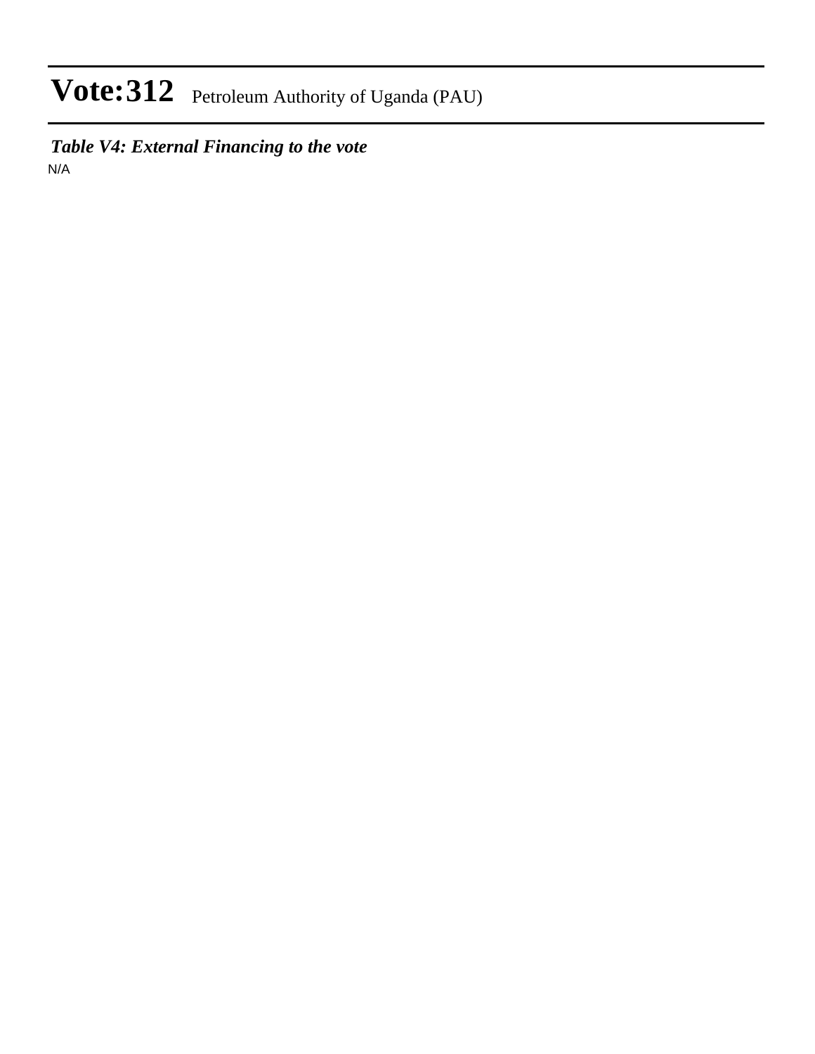# Vote:312 Petroleum Authority of Uganda (PAU)

***Table V4: External Financing to the vote***

N/A